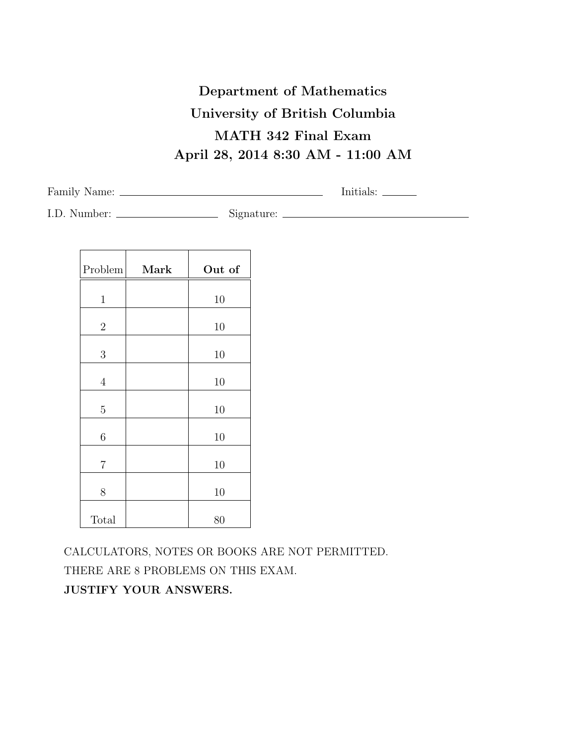# Department of Mathematics
# University of British Columbia
# MATH 342 Final Exam
# April 28, 2014 8:30 AM - 11:00 AM

Family Name: \_\_\_\_\_\_\_\_\_\_\_\_\_\_\_\_\_\_\_\_\_\_\_\_\_\_\_\_\_\_ Initials: \_\_\_\_\_\_

I.D. Number: \_\_\_\_\_\_\_\_\_\_\_\_\_\_\_\_ Signature: \_\_\_\_\_\_\_\_\_\_\_\_\_\_\_\_\_\_\_\_\_\_\_\_\_\_\_\_\_\_

| Problem | **Mark** | **Out of** |
|---|---|---|
| 1 | | 10 |
| 2 | | 10 |
| 3 | | 10 |
| 4 | | 10 |
| 5 | | 10 |
| 6 | | 10 |
| 7 | | 10 |
| 8 | | 10 |
| Total | | 80 |

CALCULATORS, NOTES OR BOOKS ARE NOT PERMITTED.

THERE ARE 8 PROBLEMS ON THIS EXAM.

**JUSTIFY YOUR ANSWERS.**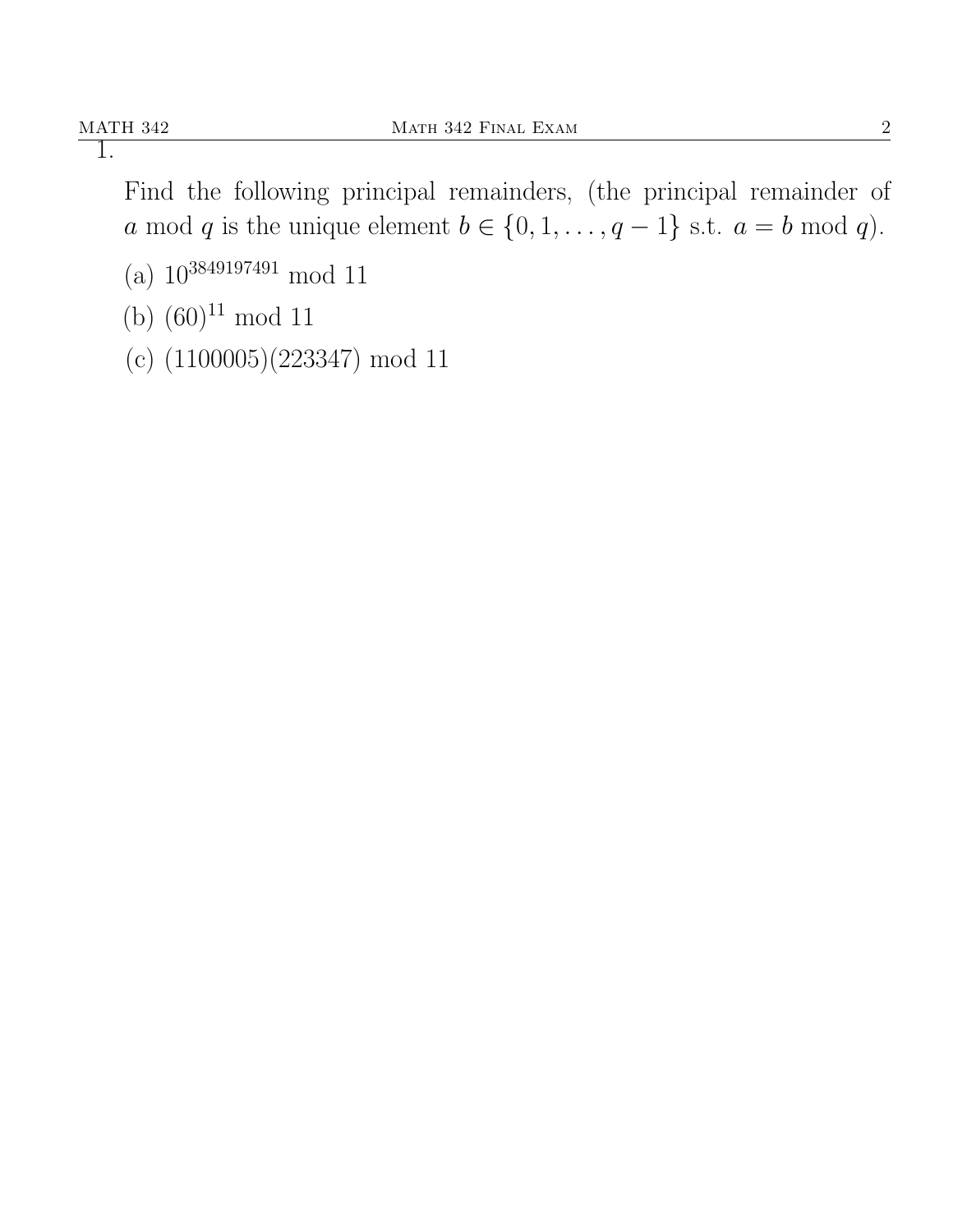1.

Find the following principal remainders, (the principal remainder of $a \bmod q$ is the unique element $b \in \{0, 1, \ldots, q-1\}$ s.t. $a = b \bmod q$).

(a) $10^{3849197491} \bmod 11$

(b) $(60)^{11} \bmod 11$

(c) $(1100005)(223347) \bmod 11$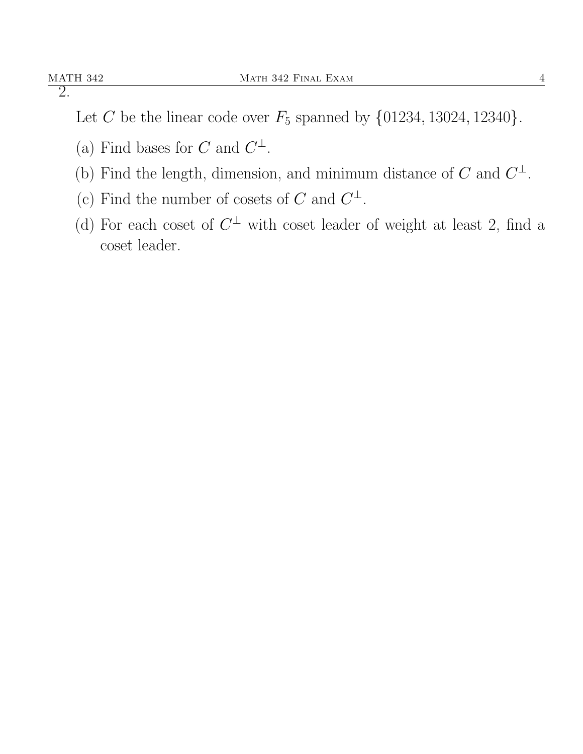2.

Let $C$ be the linear code over $F_5$ spanned by $\{01234, 13024, 12340\}$.

(a) Find bases for $C$ and $C^{\perp}$.

(b) Find the length, dimension, and minimum distance of $C$ and $C^{\perp}$.

(c) Find the number of cosets of $C$ and $C^{\perp}$.

(d) For each coset of $C^{\perp}$ with coset leader of weight at least 2, find a coset leader.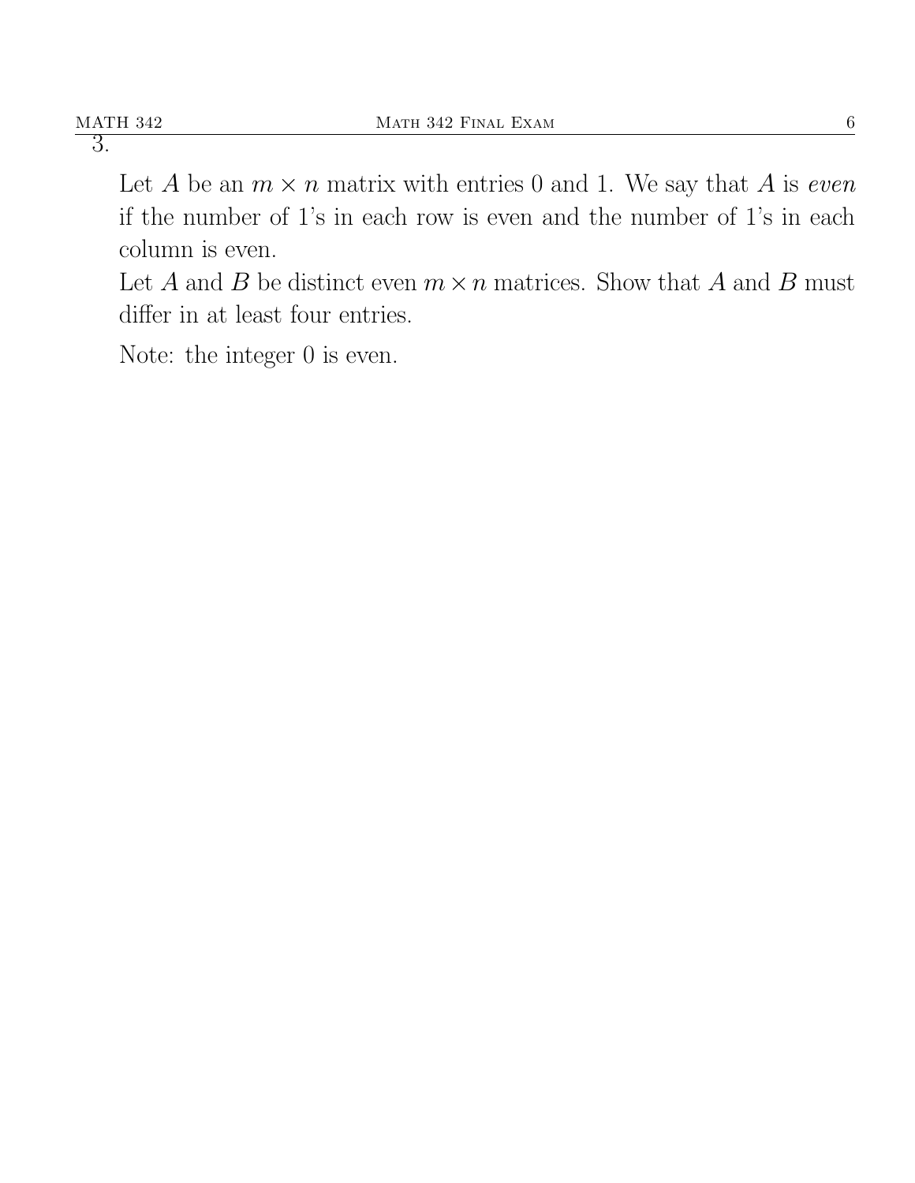3.

Let $A$ be an $m \times n$ matrix with entries 0 and 1. We say that $A$ is *even* if the number of 1's in each row is even and the number of 1's in each column is even.

Let $A$ and $B$ be distinct even $m \times n$ matrices. Show that $A$ and $B$ must differ in at least four entries.

Note: the integer 0 is even.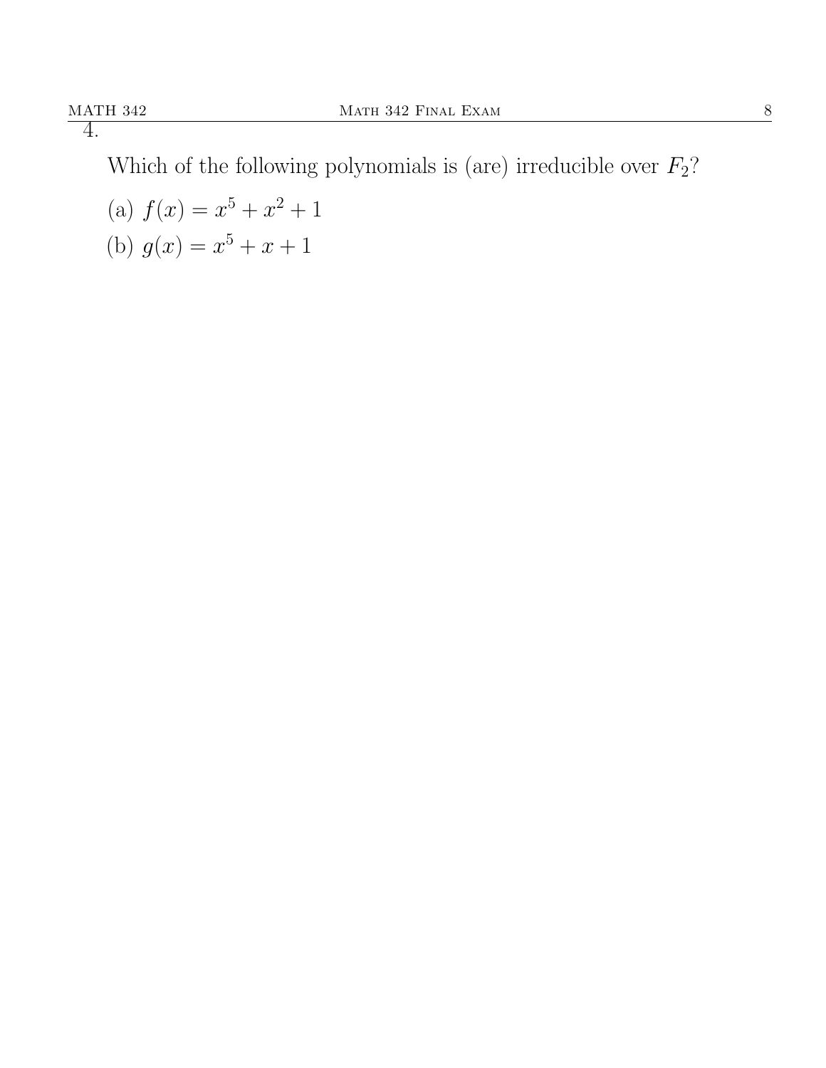4.

Which of the following polynomials is (are) irreducible over $F_2$?

(a) $f(x) = x^5 + x^2 + 1$

(b) $g(x) = x^5 + x + 1$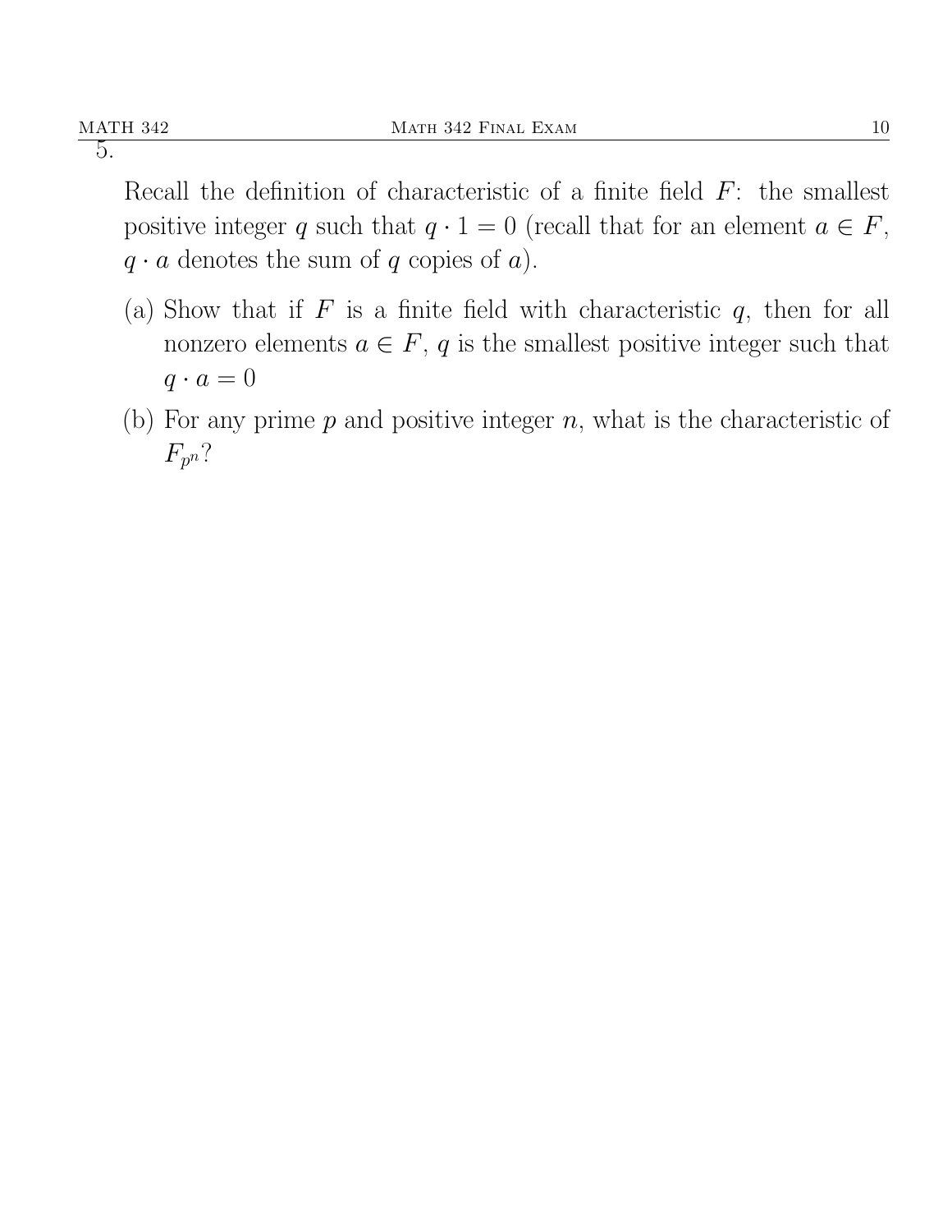5.

Recall the definition of characteristic of a finite field $F$: the smallest positive integer $q$ such that $q \cdot 1 = 0$ (recall that for an element $a \in F$, $q \cdot a$ denotes the sum of $q$ copies of $a$).

(a) Show that if $F$ is a finite field with characteristic $q$, then for all nonzero elements $a \in F$, $q$ is the smallest positive integer such that $q \cdot a = 0$

(b) For any prime $p$ and positive integer $n$, what is the characteristic of $F_{p^n}$?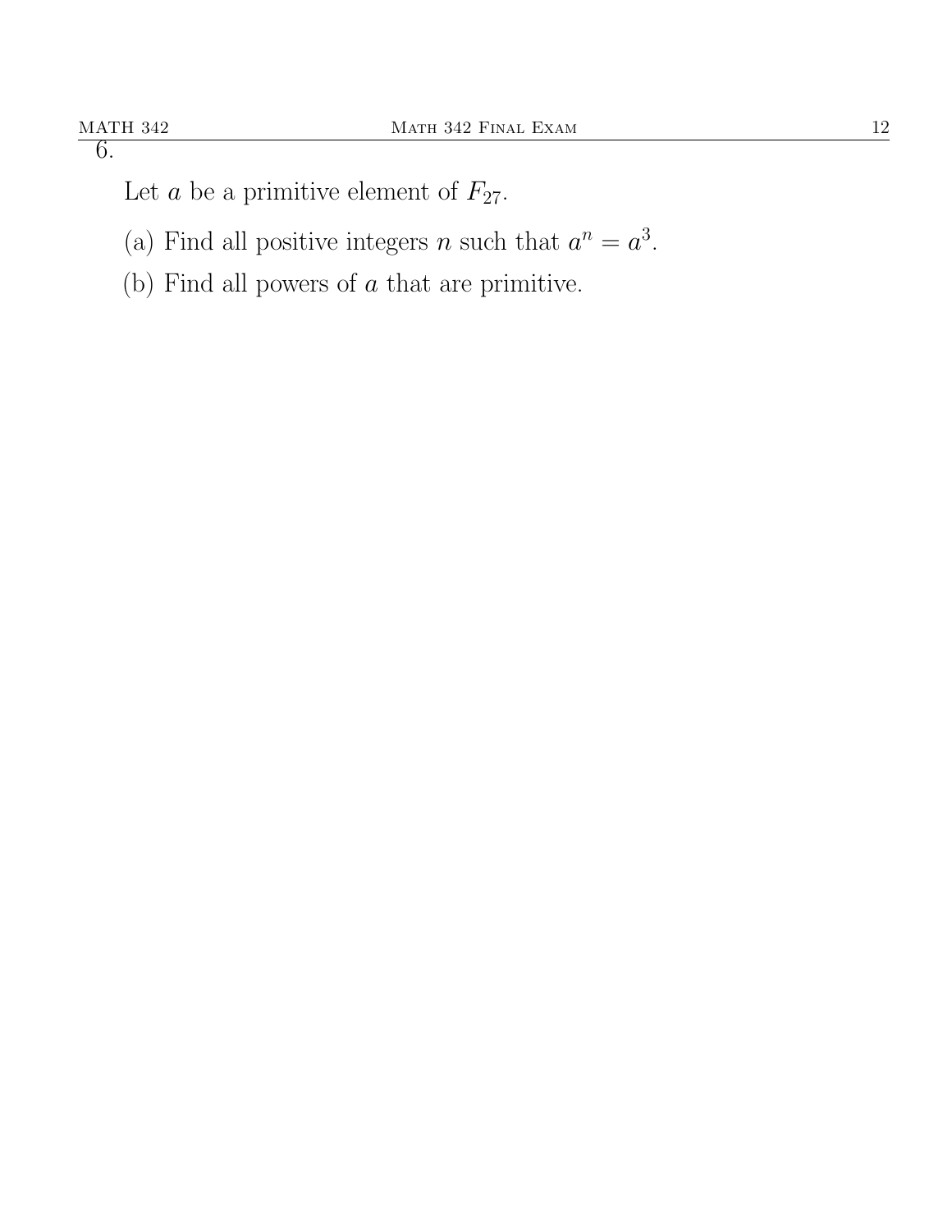6.

Let $a$ be a primitive element of $F_{27}$.

(a) Find all positive integers $n$ such that $a^n = a^3$.

(b) Find all powers of $a$ that are primitive.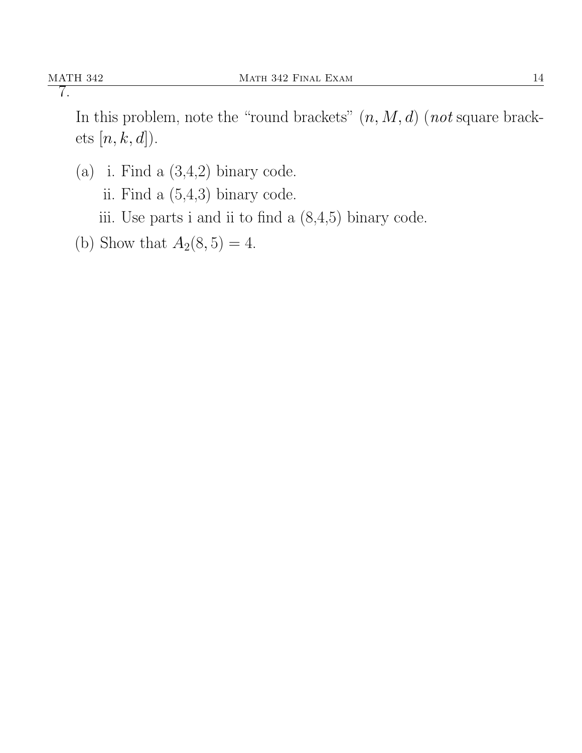7.

In this problem, note the "round brackets" $(n, M, d)$ (*not* square brackets $[n, k, d]$).

(a) i. Find a (3,4,2) binary code.

ii. Find a (5,4,3) binary code.

iii. Use parts i and ii to find a (8,4,5) binary code.

(b) Show that $A_2(8, 5) = 4$.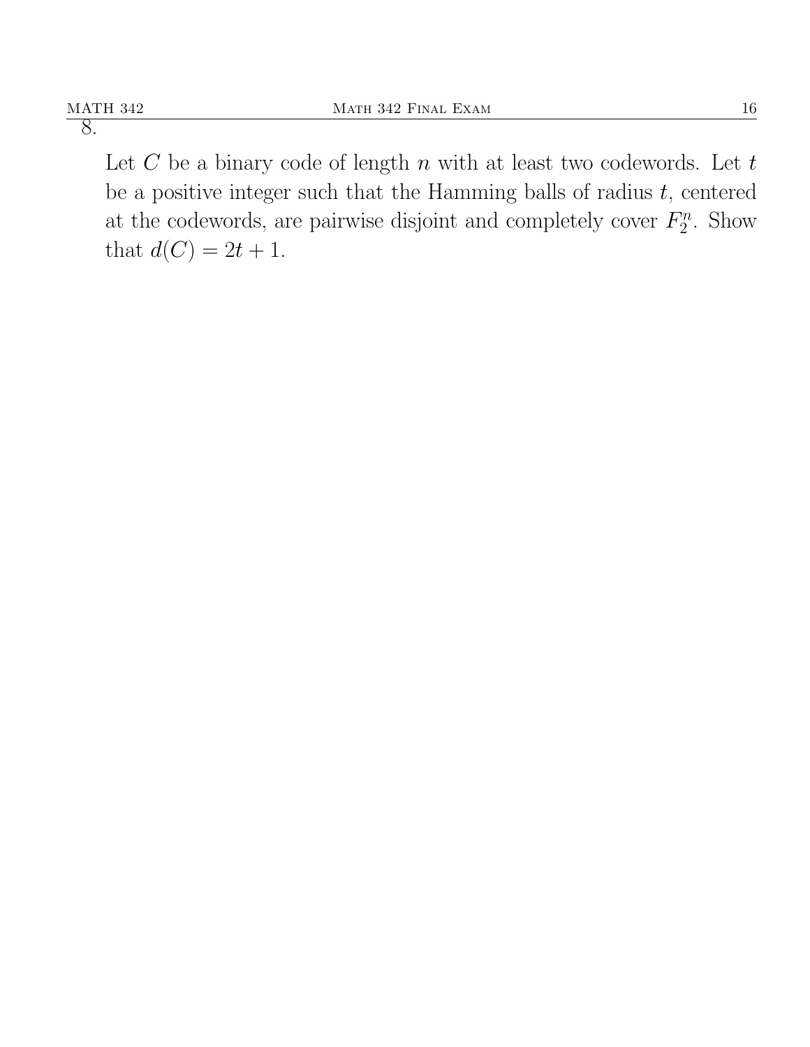8.

Let $C$ be a binary code of length $n$ with at least two codewords. Let $t$ be a positive integer such that the Hamming balls of radius $t$, centered at the codewords, are pairwise disjoint and completely cover $F_2^n$. Show that $d(C) = 2t + 1$.